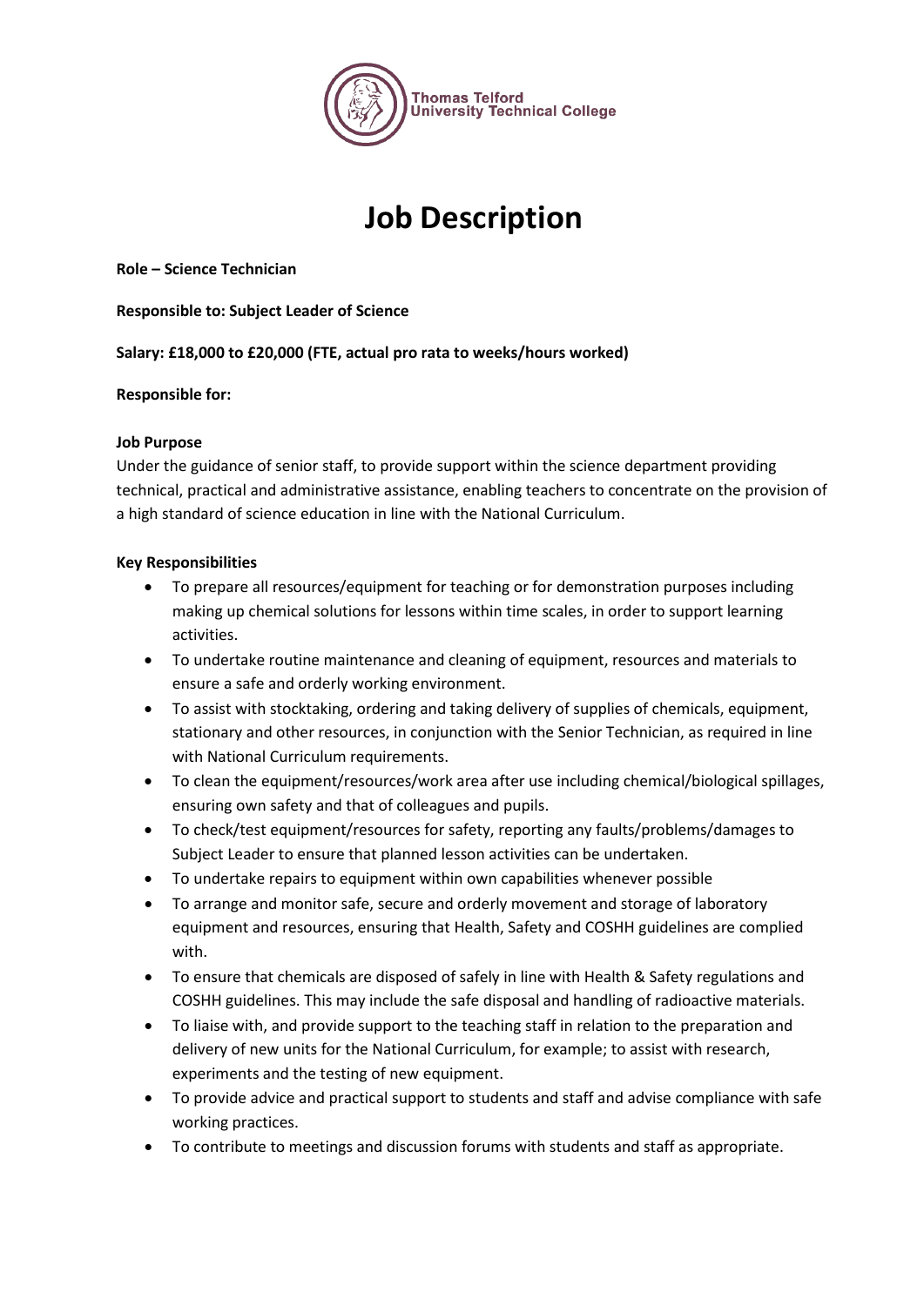Thomas Telford University Technical College

# Job Description

**Role – Science Technician**

**Responsible to: Subject Leader of Science**

**Salary: £18,000 to £20,000 (FTE, actual pro rata to weeks/hours worked)**

**Responsible for:**

**Job Purpose**

Under the guidance of senior staff, to provide support within the science department providing technical, practical and administrative assistance, enabling teachers to concentrate on the provision of a high standard of science education in line with the National Curriculum.

**Key Responsibilities**

- To prepare all resources/equipment for teaching or for demonstration purposes including making up chemical solutions for lessons within time scales, in order to support learning activities.
- To undertake routine maintenance and cleaning of equipment, resources and materials to ensure a safe and orderly working environment.
- To assist with stocktaking, ordering and taking delivery of supplies of chemicals, equipment, stationary and other resources, in conjunction with the Senior Technician, as required in line with National Curriculum requirements.
- To clean the equipment/resources/work area after use including chemical/biological spillages, ensuring own safety and that of colleagues and pupils.
- To check/test equipment/resources for safety, reporting any faults/problems/damages to Subject Leader to ensure that planned lesson activities can be undertaken.
- To undertake repairs to equipment within own capabilities whenever possible
- To arrange and monitor safe, secure and orderly movement and storage of laboratory equipment and resources, ensuring that Health, Safety and COSHH guidelines are complied with.
- To ensure that chemicals are disposed of safely in line with Health & Safety regulations and COSHH guidelines. This may include the safe disposal and handling of radioactive materials.
- To liaise with, and provide support to the teaching staff in relation to the preparation and delivery of new units for the National Curriculum, for example; to assist with research, experiments and the testing of new equipment.
- To provide advice and practical support to students and staff and advise compliance with safe working practices.
- To contribute to meetings and discussion forums with students and staff as appropriate.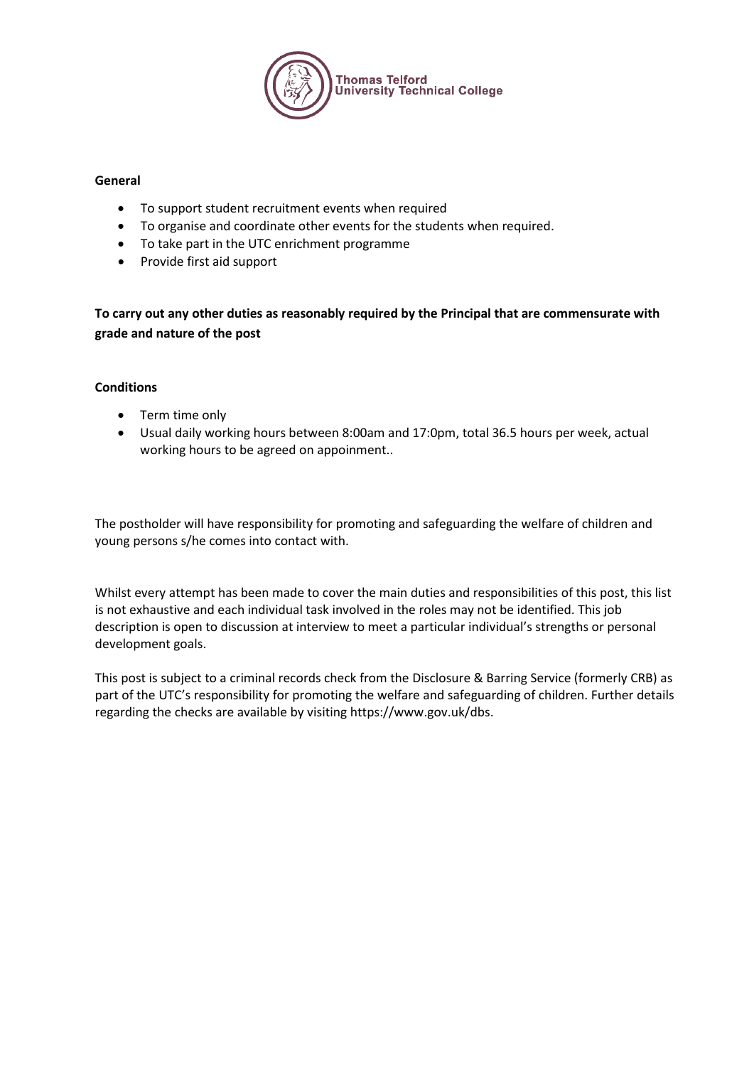**General**

- To support student recruitment events when required
- To organise and coordinate other events for the students when required.
- To take part in the UTC enrichment programme
- Provide first aid support

**To carry out any other duties as reasonably required by the Principal that are commensurate with grade and nature of the post**

**Conditions**

- Term time only
- Usual daily working hours between 8:00am and 17:0pm, total 36.5 hours per week, actual working hours to be agreed on appoinment..

The postholder will have responsibility for promoting and safeguarding the welfare of children and young persons s/he comes into contact with.

Whilst every attempt has been made to cover the main duties and responsibilities of this post, this list is not exhaustive and each individual task involved in the roles may not be identified. This job description is open to discussion at interview to meet a particular individual's strengths or personal development goals.

This post is subject to a criminal records check from the Disclosure & Barring Service (formerly CRB) as part of the UTC's responsibility for promoting the welfare and safeguarding of children. Further details regarding the checks are available by visiting https://www.gov.uk/dbs.